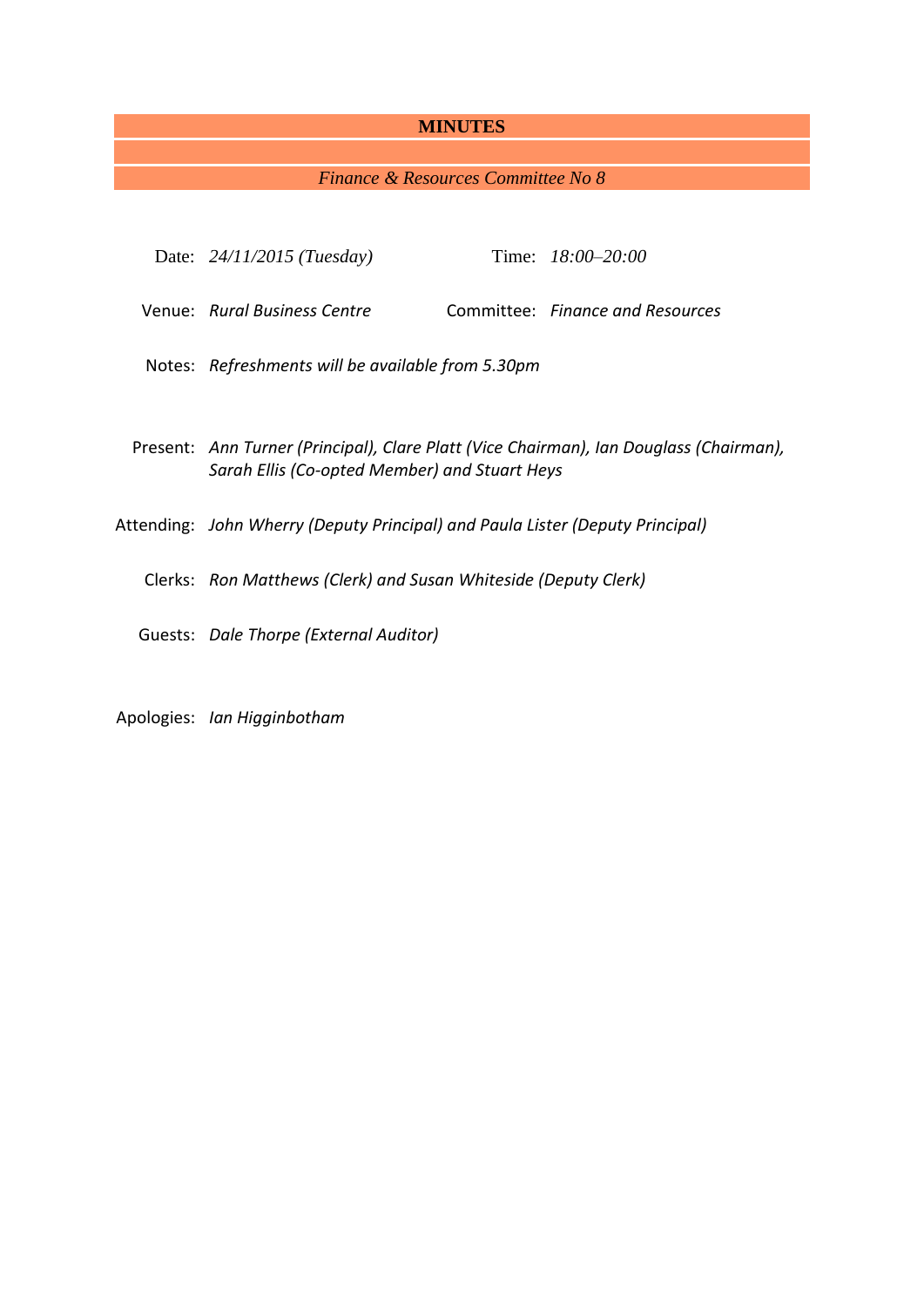# MINUTES

*Finance & Resources Committee No 8*

Date: *24/11/2015 (Tuesday)* Time: *18:00–20:00*

Venue: *Rural Business Centre* Committee: *Finance and Resources*

Notes: *Refreshments will be available from 5.30pm*

Present: *Ann Turner (Principal), Clare Platt (Vice Chairman), Ian Douglass (Chairman), Sarah Ellis (Co-opted Member) and Stuart Heys*

Attending: *John Wherry (Deputy Principal) and Paula Lister (Deputy Principal)*

Clerks: *Ron Matthews (Clerk) and Susan Whiteside (Deputy Clerk)*

Guests: *Dale Thorpe (External Auditor)*

Apologies: *Ian Higginbotham*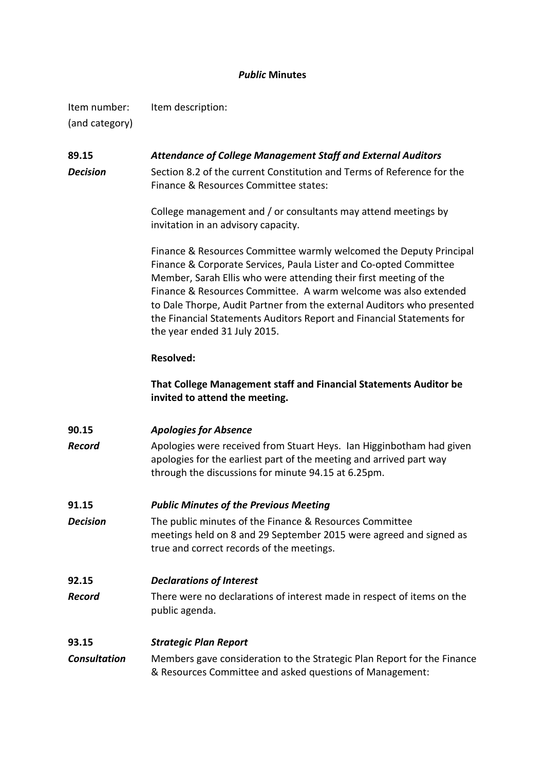**_Public_ Minutes**

| Item number: (and category) | Item description: |
|---|---|
| **89.15** | ***Attendance of College Management Staff and External Auditors*** |
| ***Decision*** | Section 8.2 of the current Constitution and Terms of Reference for the Finance & Resources Committee states:<br><br>College management and / or consultants may attend meetings by invitation in an advisory capacity.<br><br>Finance & Resources Committee warmly welcomed the Deputy Principal Finance & Corporate Services, Paula Lister and Co-opted Committee Member, Sarah Ellis who were attending their first meeting of the Finance & Resources Committee. A warm welcome was also extended to Dale Thorpe, Audit Partner from the external Auditors who presented the Financial Statements Auditors Report and Financial Statements for the year ended 31 July 2015.<br><br>**Resolved:**<br><br>**That College Management staff and Financial Statements Auditor be invited to attend the meeting.** |
| **90.15** | ***Apologies for Absence*** |
| ***Record*** | Apologies were received from Stuart Heys. Ian Higginbotham had given apologies for the earliest part of the meeting and arrived part way through the discussions for minute 94.15 at 6.25pm. |
| **91.15** | ***Public Minutes of the Previous Meeting*** |
| ***Decision*** | The public minutes of the Finance & Resources Committee meetings held on 8 and 29 September 2015 were agreed and signed as true and correct records of the meetings. |
| **92.15** | ***Declarations of Interest*** |
| ***Record*** | There were no declarations of interest made in respect of items on the public agenda. |
| **93.15** | ***Strategic Plan Report*** |
| ***Consultation*** | Members gave consideration to the Strategic Plan Report for the Finance & Resources Committee and asked questions of Management: |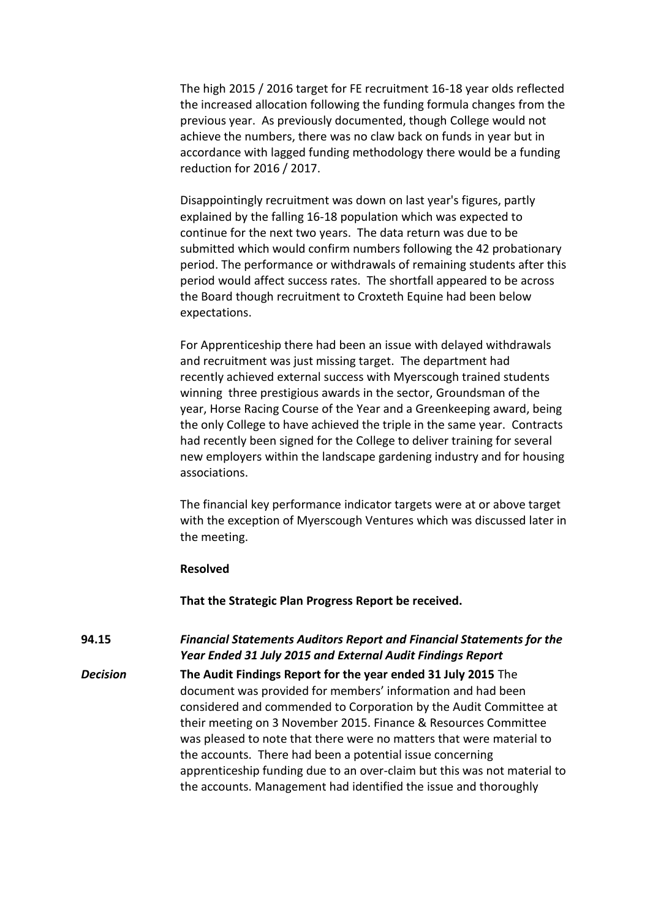The high 2015 / 2016 target for FE recruitment 16-18 year olds reflected the increased allocation following the funding formula changes from the previous year. As previously documented, though College would not achieve the numbers, there was no claw back on funds in year but in accordance with lagged funding methodology there would be a funding reduction for 2016 / 2017.

Disappointingly recruitment was down on last year's figures, partly explained by the falling 16-18 population which was expected to continue for the next two years. The data return was due to be submitted which would confirm numbers following the 42 probationary period. The performance or withdrawals of remaining students after this period would affect success rates. The shortfall appeared to be across the Board though recruitment to Croxteth Equine had been below expectations.

For Apprenticeship there had been an issue with delayed withdrawals and recruitment was just missing target. The department had recently achieved external success with Myerscough trained students winning three prestigious awards in the sector, Groundsman of the year, Horse Racing Course of the Year and a Greenkeeping award, being the only College to have achieved the triple in the same year. Contracts had recently been signed for the College to deliver training for several new employers within the landscape gardening industry and for housing associations.

The financial key performance indicator targets were at or above target with the exception of Myerscough Ventures which was discussed later in the meeting.

**Resolved**

**That the Strategic Plan Progress Report be received.**

**94.15** ***Financial Statements Auditors Report and Financial Statements for the Year Ended 31 July 2015 and External Audit Findings Report***

***Decision*** **The Audit Findings Report for the year ended 31 July 2015** The document was provided for members' information and had been considered and commended to Corporation by the Audit Committee at their meeting on 3 November 2015. Finance & Resources Committee was pleased to note that there were no matters that were material to the accounts. There had been a potential issue concerning apprenticeship funding due to an over-claim but this was not material to the accounts. Management had identified the issue and thoroughly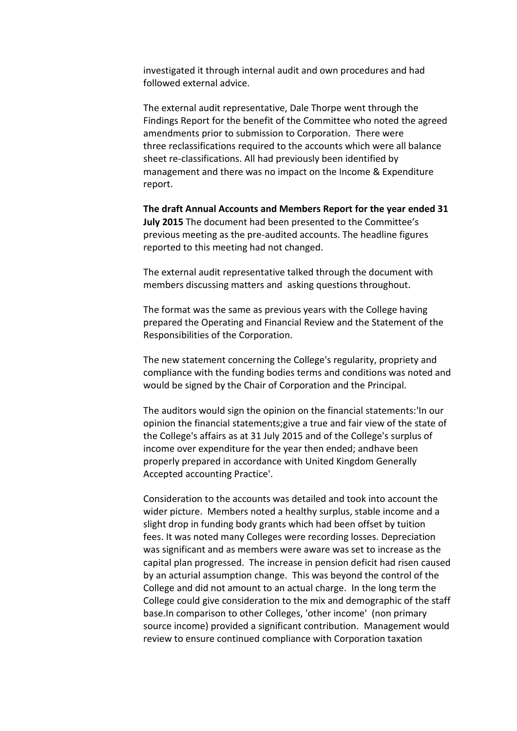investigated it through internal audit and own procedures and had followed external advice.

The external audit representative, Dale Thorpe went through the Findings Report for the benefit of the Committee who noted the agreed amendments prior to submission to Corporation. There were three reclassifications required to the accounts which were all balance sheet re-classifications. All had previously been identified by management and there was no impact on the Income & Expenditure report.

**The draft Annual Accounts and Members Report for the year ended 31 July 2015** The document had been presented to the Committee's previous meeting as the pre-audited accounts. The headline figures reported to this meeting had not changed.

The external audit representative talked through the document with members discussing matters and asking questions throughout.

The format was the same as previous years with the College having prepared the Operating and Financial Review and the Statement of the Responsibilities of the Corporation.

The new statement concerning the College's regularity, propriety and compliance with the funding bodies terms and conditions was noted and would be signed by the Chair of Corporation and the Principal.

The auditors would sign the opinion on the financial statements:'In our opinion the financial statements;give a true and fair view of the state of the College's affairs as at 31 July 2015 and of the College's surplus of income over expenditure for the year then ended; andhave been properly prepared in accordance with United Kingdom Generally Accepted accounting Practice'.

Consideration to the accounts was detailed and took into account the wider picture. Members noted a healthy surplus, stable income and a slight drop in funding body grants which had been offset by tuition fees. It was noted many Colleges were recording losses. Depreciation was significant and as members were aware was set to increase as the capital plan progressed. The increase in pension deficit had risen caused by an acturial assumption change. This was beyond the control of the College and did not amount to an actual charge. In the long term the College could give consideration to the mix and demographic of the staff base.In comparison to other Colleges, 'other income' (non primary source income) provided a significant contribution. Management would review to ensure continued compliance with Corporation taxation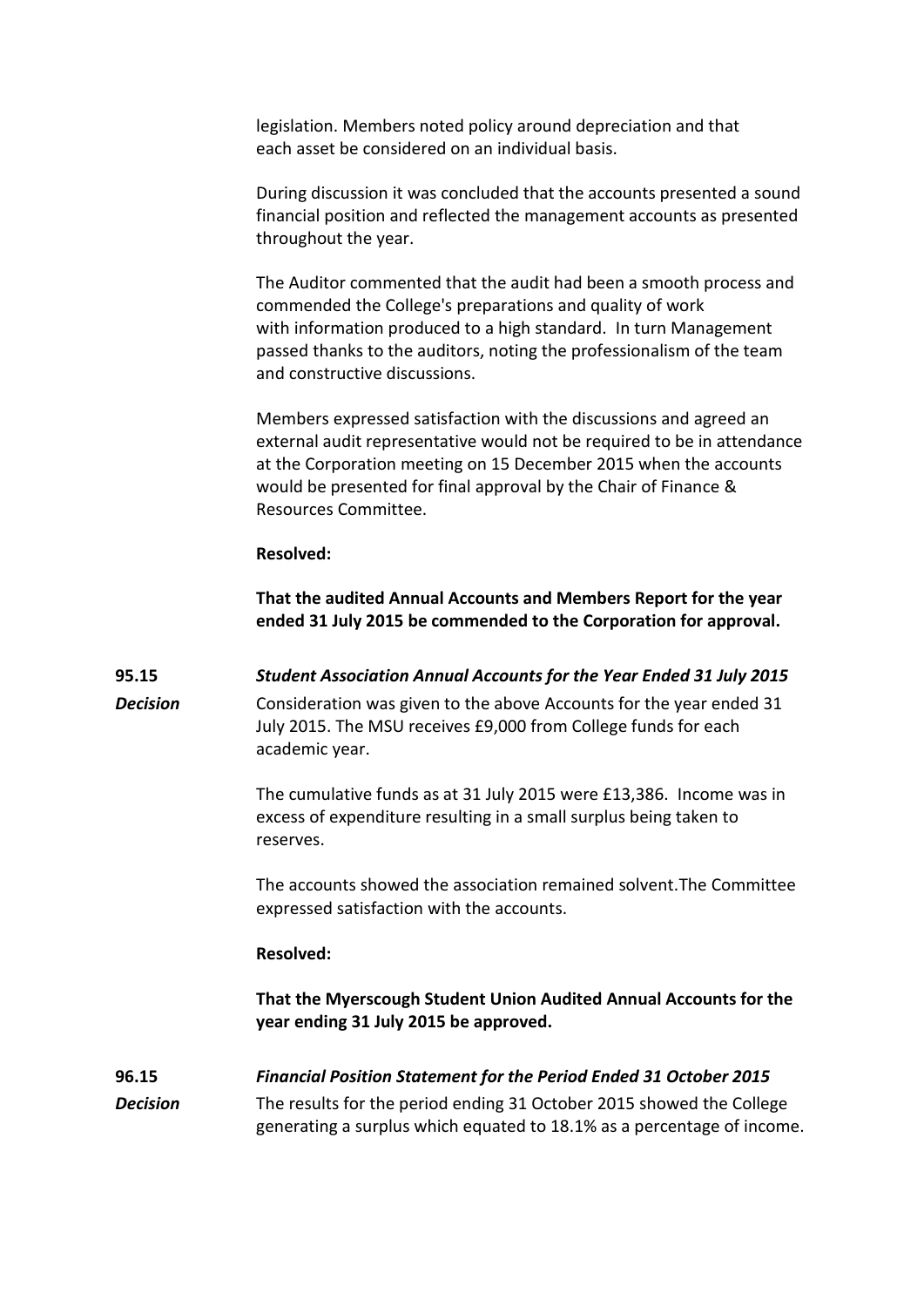legislation. Members noted policy around depreciation and that each asset be considered on an individual basis.

During discussion it was concluded that the accounts presented a sound financial position and reflected the management accounts as presented throughout the year.

The Auditor commented that the audit had been a smooth process and commended the College's preparations and quality of work with information produced to a high standard. In turn Management passed thanks to the auditors, noting the professionalism of the team and constructive discussions.

Members expressed satisfaction with the discussions and agreed an external audit representative would not be required to be in attendance at the Corporation meeting on 15 December 2015 when the accounts would be presented for final approval by the Chair of Finance & Resources Committee.

**Resolved:**

**That the audited Annual Accounts and Members Report for the year ended 31 July 2015 be commended to the Corporation for approval.**

**95.15** ***Student Association Annual Accounts for the Year Ended 31 July 2015***

***Decision***

Consideration was given to the above Accounts for the year ended 31 July 2015. The MSU receives £9,000 from College funds for each academic year.

The cumulative funds as at 31 July 2015 were £13,386. Income was in excess of expenditure resulting in a small surplus being taken to reserves.

The accounts showed the association remained solvent.The Committee expressed satisfaction with the accounts.

**Resolved:**

**That the Myerscough Student Union Audited Annual Accounts for the year ending 31 July 2015 be approved.**

**96.15** ***Financial Position Statement for the Period Ended 31 October 2015***

***Decision***

The results for the period ending 31 October 2015 showed the College generating a surplus which equated to 18.1% as a percentage of income.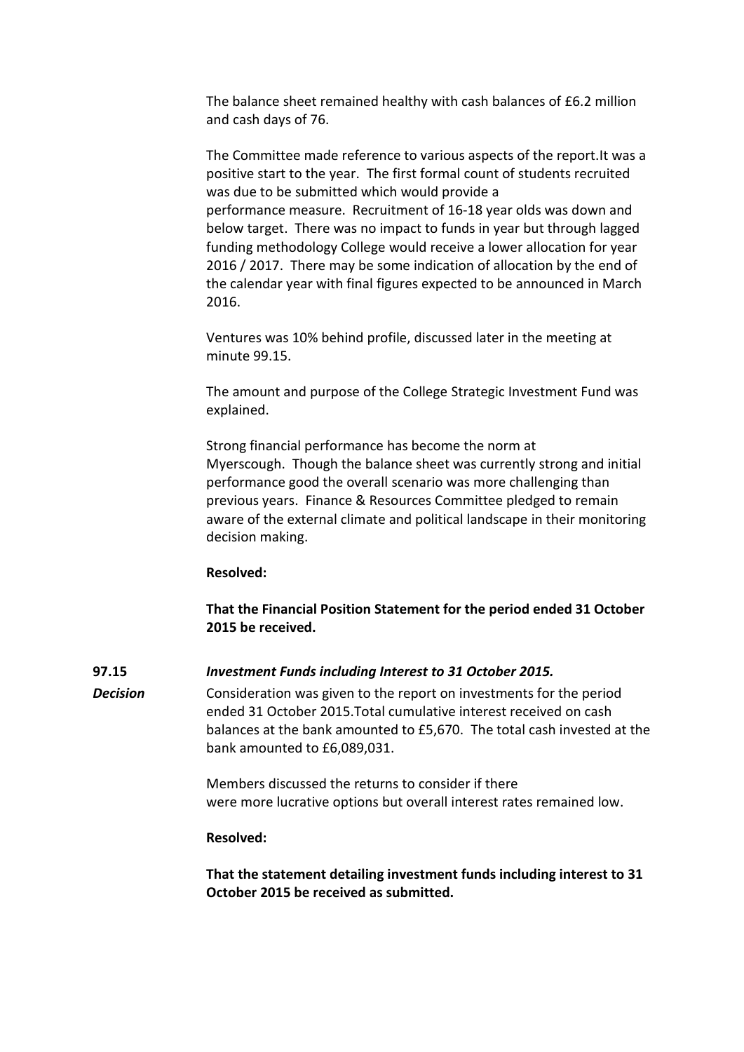The balance sheet remained healthy with cash balances of £6.2 million and cash days of 76.

The Committee made reference to various aspects of the report.It was a positive start to the year. The first formal count of students recruited was due to be submitted which would provide a performance measure. Recruitment of 16-18 year olds was down and below target. There was no impact to funds in year but through lagged funding methodology College would receive a lower allocation for year 2016 / 2017. There may be some indication of allocation by the end of the calendar year with final figures expected to be announced in March 2016.

Ventures was 10% behind profile, discussed later in the meeting at minute 99.15.

The amount and purpose of the College Strategic Investment Fund was explained.

Strong financial performance has become the norm at Myerscough. Though the balance sheet was currently strong and initial performance good the overall scenario was more challenging than previous years. Finance & Resources Committee pledged to remain aware of the external climate and political landscape in their monitoring decision making.

**Resolved:**

**That the Financial Position Statement for the period ended 31 October 2015 be received.**

**97.15** ***Investment Funds including Interest to 31 October 2015.***

***Decision***

Consideration was given to the report on investments for the period ended 31 October 2015.Total cumulative interest received on cash balances at the bank amounted to £5,670. The total cash invested at the bank amounted to £6,089,031.

Members discussed the returns to consider if there were more lucrative options but overall interest rates remained low.

**Resolved:**

**That the statement detailing investment funds including interest to 31 October 2015 be received as submitted.**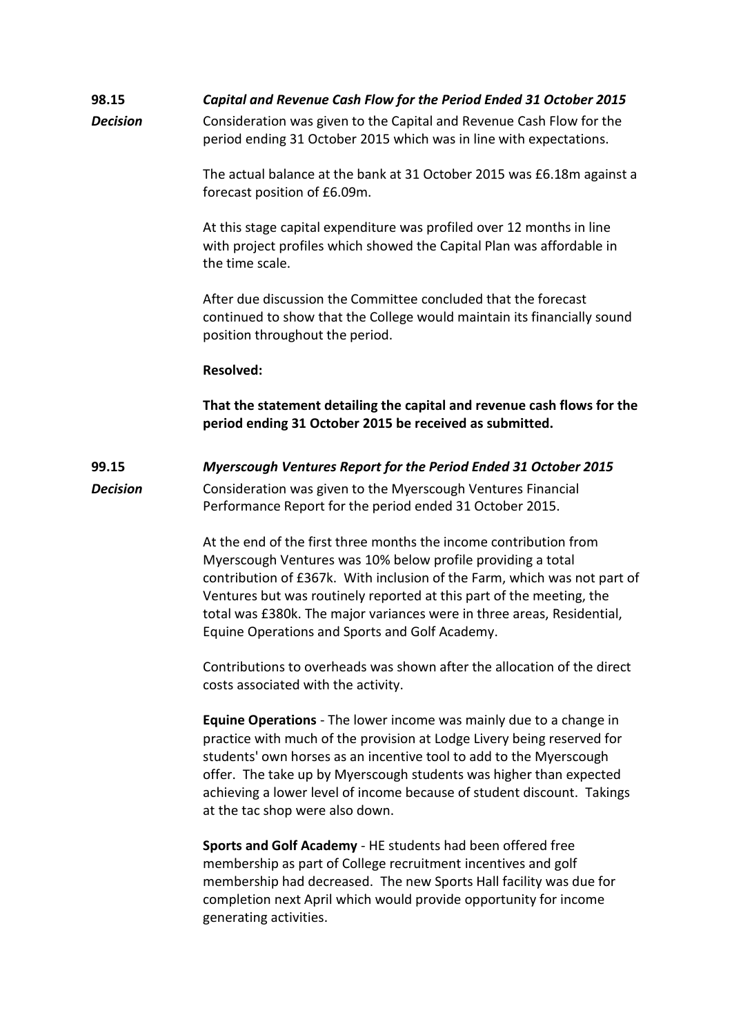**98.15** ***Capital and Revenue Cash Flow for the Period Ended 31 October 2015***

***Decision*** Consideration was given to the Capital and Revenue Cash Flow for the period ending 31 October 2015 which was in line with expectations.

The actual balance at the bank at 31 October 2015 was £6.18m against a forecast position of £6.09m.

At this stage capital expenditure was profiled over 12 months in line with project profiles which showed the Capital Plan was affordable in the time scale.

After due discussion the Committee concluded that the forecast continued to show that the College would maintain its financially sound position throughout the period.

**Resolved:**

**That the statement detailing the capital and revenue cash flows for the period ending 31 October 2015 be received as submitted.**

**99.15** ***Myerscough Ventures Report for the Period Ended 31 October 2015***

***Decision*** Consideration was given to the Myerscough Ventures Financial Performance Report for the period ended 31 October 2015.

At the end of the first three months the income contribution from Myerscough Ventures was 10% below profile providing a total contribution of £367k. With inclusion of the Farm, which was not part of Ventures but was routinely reported at this part of the meeting, the total was £380k. The major variances were in three areas, Residential, Equine Operations and Sports and Golf Academy.

Contributions to overheads was shown after the allocation of the direct costs associated with the activity.

**Equine Operations** - The lower income was mainly due to a change in practice with much of the provision at Lodge Livery being reserved for students' own horses as an incentive tool to add to the Myerscough offer. The take up by Myerscough students was higher than expected achieving a lower level of income because of student discount. Takings at the tac shop were also down.

**Sports and Golf Academy** - HE students had been offered free membership as part of College recruitment incentives and golf membership had decreased. The new Sports Hall facility was due for completion next April which would provide opportunity for income generating activities.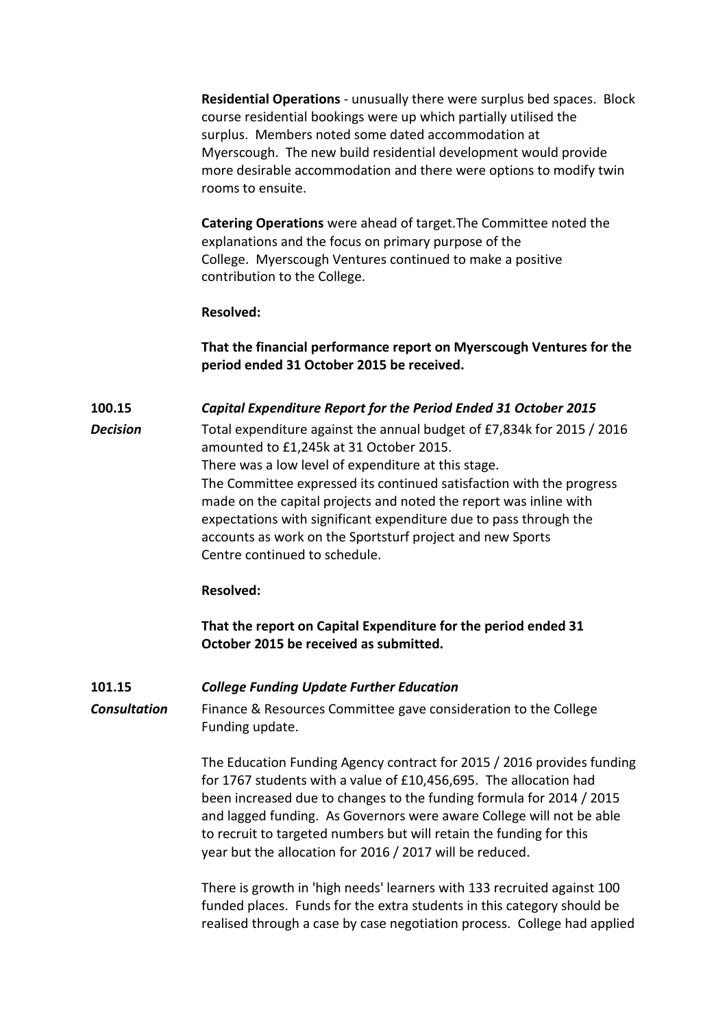**Residential Operations** - unusually there were surplus bed spaces. Block course residential bookings were up which partially utilised the surplus. Members noted some dated accommodation at Myerscough. The new build residential development would provide more desirable accommodation and there were options to modify twin rooms to ensuite.

**Catering Operations** were ahead of target.The Committee noted the explanations and the focus on primary purpose of the College. Myerscough Ventures continued to make a positive contribution to the College.

**Resolved:**

**That the financial performance report on Myerscough Ventures for the period ended 31 October 2015 be received.**

**100.15** ***Capital Expenditure Report for the Period Ended 31 October 2015***

***Decision***

Total expenditure against the annual budget of £7,834k for 2015 / 2016 amounted to £1,245k at 31 October 2015.
There was a low level of expenditure at this stage.
The Committee expressed its continued satisfaction with the progress made on the capital projects and noted the report was inline with expectations with significant expenditure due to pass through the accounts as work on the Sportsturf project and new Sports Centre continued to schedule.

**Resolved:**

**That the report on Capital Expenditure for the period ended 31 October 2015 be received as submitted.**

**101.15** ***College Funding Update Further Education***

***Consultation***

Finance & Resources Committee gave consideration to the College Funding update.

The Education Funding Agency contract for 2015 / 2016 provides funding for 1767 students with a value of £10,456,695. The allocation had been increased due to changes to the funding formula for 2014 / 2015 and lagged funding. As Governors were aware College will not be able to recruit to targeted numbers but will retain the funding for this year but the allocation for 2016 / 2017 will be reduced.

There is growth in 'high needs' learners with 133 recruited against 100 funded places. Funds for the extra students in this category should be realised through a case by case negotiation process. College had applied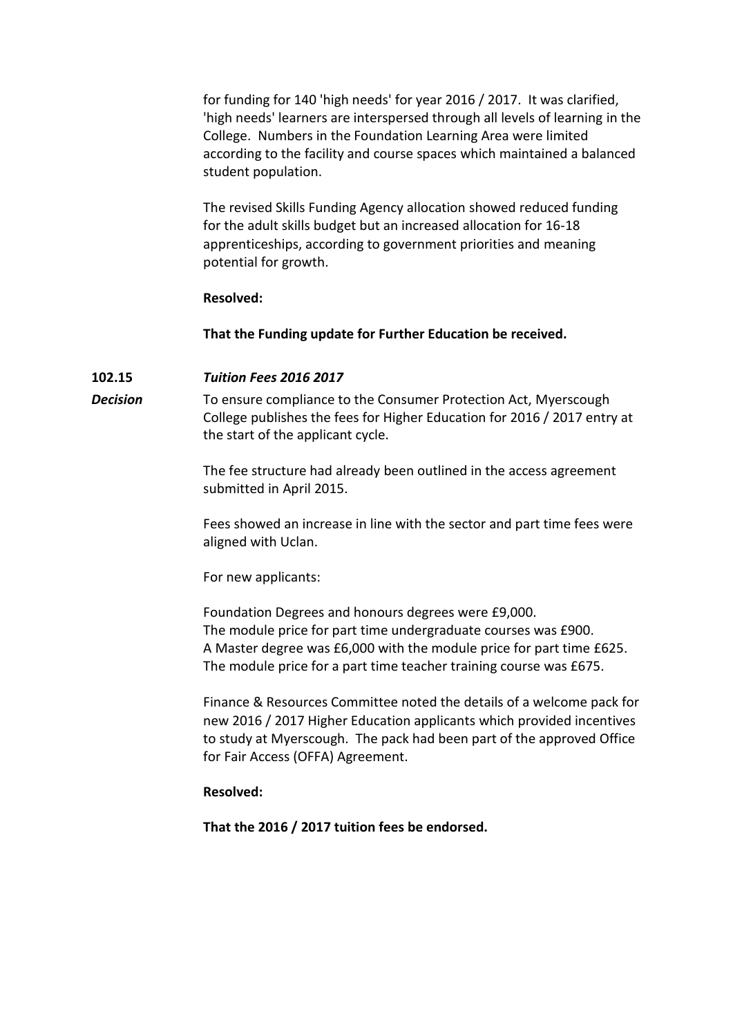for funding for 140 'high needs' for year 2016 / 2017. It was clarified, 'high needs' learners are interspersed through all levels of learning in the College. Numbers in the Foundation Learning Area were limited according to the facility and course spaces which maintained a balanced student population.

The revised Skills Funding Agency allocation showed reduced funding for the adult skills budget but an increased allocation for 16-18 apprenticeships, according to government priorities and meaning potential for growth.

**Resolved:**

**That the Funding update for Further Education be received.**

**102.15** ***Tuition Fees 2016 2017***

***Decision***

To ensure compliance to the Consumer Protection Act, Myerscough College publishes the fees for Higher Education for 2016 / 2017 entry at the start of the applicant cycle.

The fee structure had already been outlined in the access agreement submitted in April 2015.

Fees showed an increase in line with the sector and part time fees were aligned with Uclan.

For new applicants:

Foundation Degrees and honours degrees were £9,000.
The module price for part time undergraduate courses was £900.
A Master degree was £6,000 with the module price for part time £625.
The module price for a part time teacher training course was £675.

Finance & Resources Committee noted the details of a welcome pack for new 2016 / 2017 Higher Education applicants which provided incentives to study at Myerscough. The pack had been part of the approved Office for Fair Access (OFFA) Agreement.

**Resolved:**

**That the 2016 / 2017 tuition fees be endorsed.**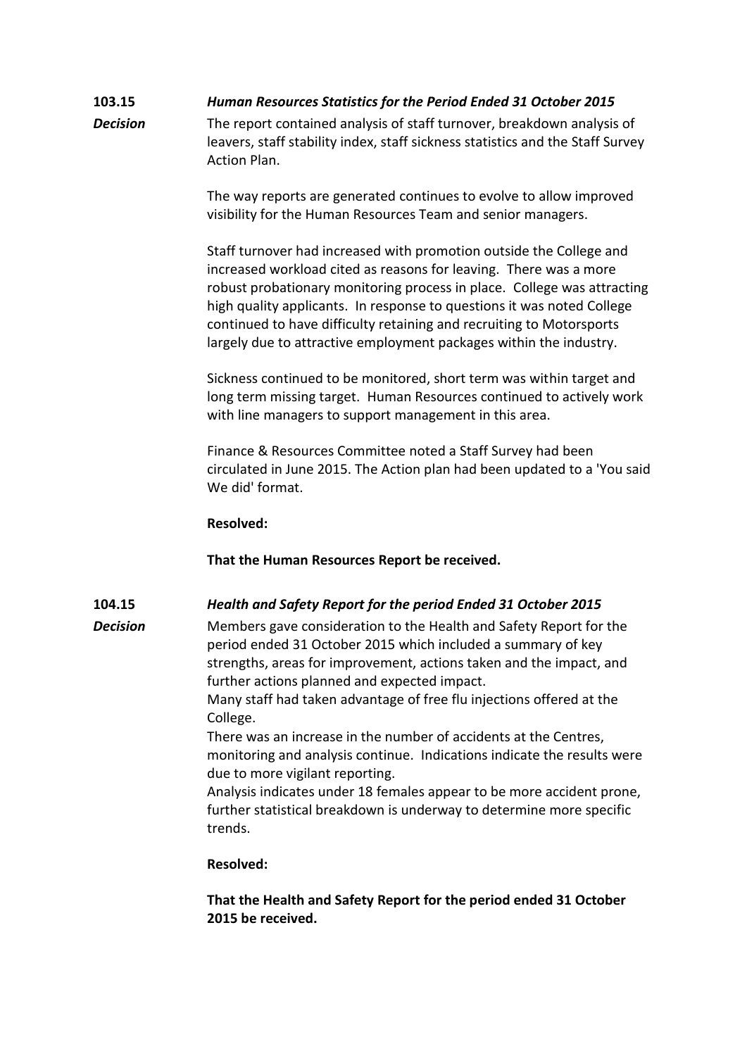**103.15** ***Human Resources Statistics for the Period Ended 31 October 2015***

***Decision***

The report contained analysis of staff turnover, breakdown analysis of leavers, staff stability index, staff sickness statistics and the Staff Survey Action Plan.

The way reports are generated continues to evolve to allow improved visibility for the Human Resources Team and senior managers.

Staff turnover had increased with promotion outside the College and increased workload cited as reasons for leaving. There was a more robust probationary monitoring process in place. College was attracting high quality applicants. In response to questions it was noted College continued to have difficulty retaining and recruiting to Motorsports largely due to attractive employment packages within the industry.

Sickness continued to be monitored, short term was within target and long term missing target. Human Resources continued to actively work with line managers to support management in this area.

Finance & Resources Committee noted a Staff Survey had been circulated in June 2015. The Action plan had been updated to a 'You said We did' format.

**Resolved:**

**That the Human Resources Report be received.**

**104.15** ***Health and Safety Report for the period Ended 31 October 2015***

***Decision***

Members gave consideration to the Health and Safety Report for the period ended 31 October 2015 which included a summary of key strengths, areas for improvement, actions taken and the impact, and further actions planned and expected impact.

Many staff had taken advantage of free flu injections offered at the College.

There was an increase in the number of accidents at the Centres, monitoring and analysis continue. Indications indicate the results were due to more vigilant reporting.

Analysis indicates under 18 females appear to be more accident prone, further statistical breakdown is underway to determine more specific trends.

**Resolved:**

**That the Health and Safety Report for the period ended 31 October 2015 be received.**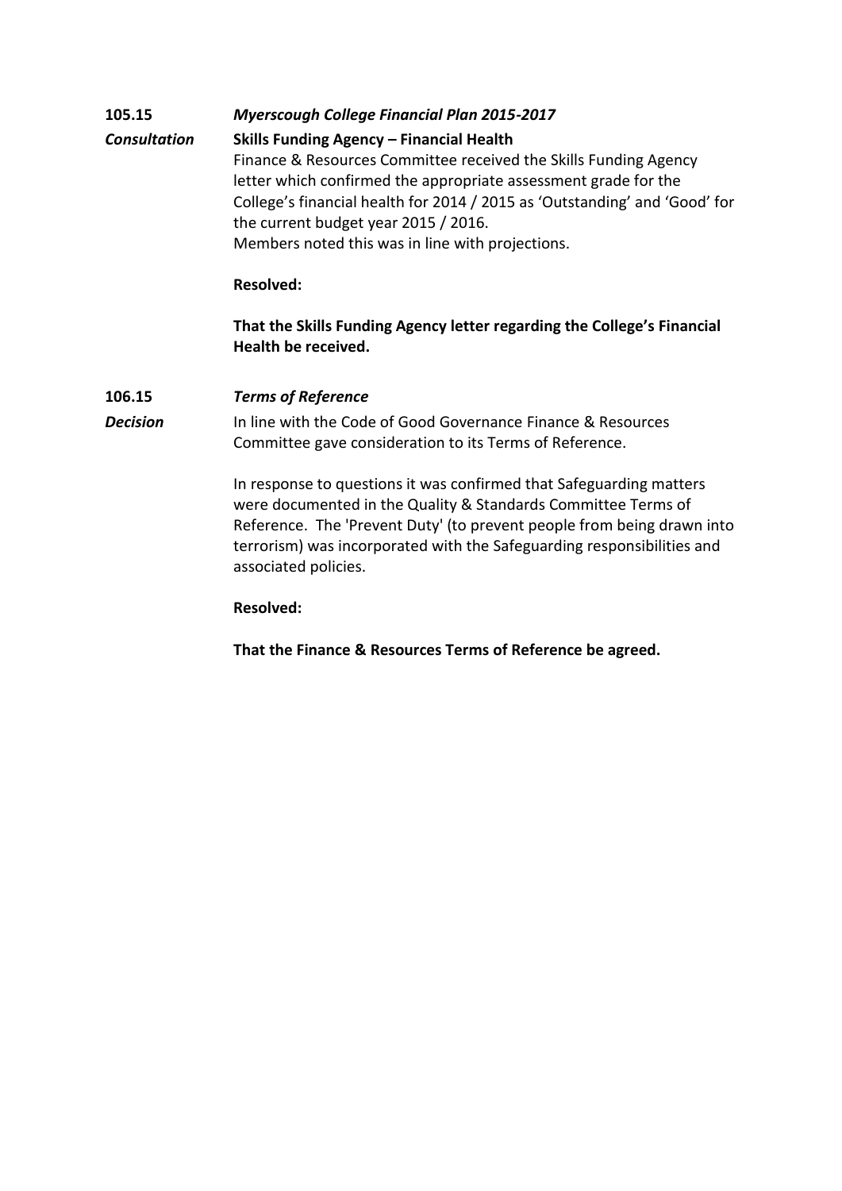**105.15** ***Myerscough College Financial Plan 2015-2017***

***Consultation*** **Skills Funding Agency – Financial Health**

Finance & Resources Committee received the Skills Funding Agency letter which confirmed the appropriate assessment grade for the College's financial health for 2014 / 2015 as 'Outstanding' and 'Good' for the current budget year 2015 / 2016.

Members noted this was in line with projections.

**Resolved:**

**That the Skills Funding Agency letter regarding the College's Financial Health be received.**

**106.15** ***Terms of Reference***

***Decision*** In line with the Code of Good Governance Finance & Resources Committee gave consideration to its Terms of Reference.

In response to questions it was confirmed that Safeguarding matters were documented in the Quality & Standards Committee Terms of Reference. The 'Prevent Duty' (to prevent people from being drawn into terrorism) was incorporated with the Safeguarding responsibilities and associated policies.

**Resolved:**

**That the Finance & Resources Terms of Reference be agreed.**